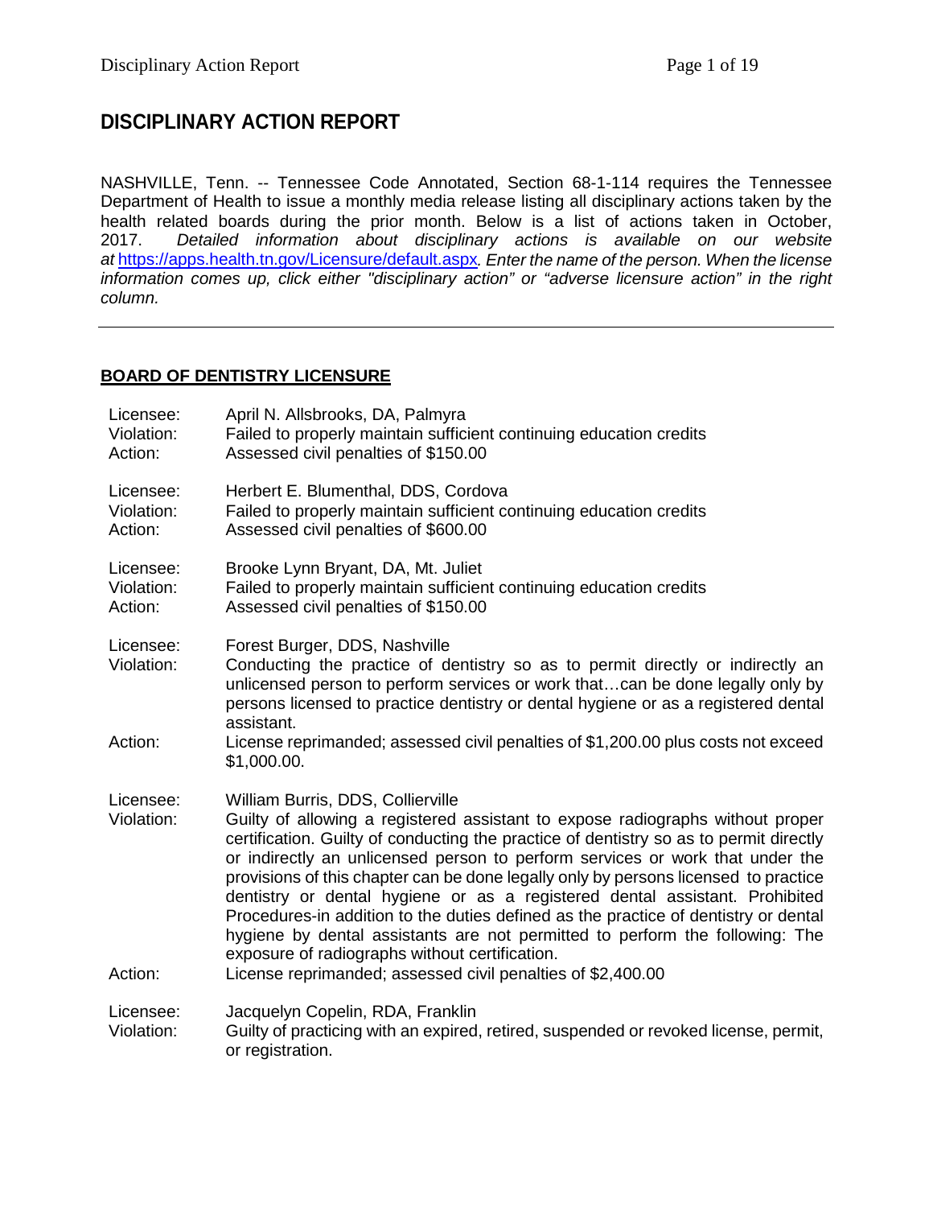# DISCIPLINARY ACTION REPORT

NASHVILLE, Tenn. -- Tennessee Code Annotated, Section 68-1-114 requires the Tennessee Department of Health to issue a monthly media release listing all disciplinary actions taken by the health related boards during the prior month. Below is a list of actions taken in October, 2017. *Detailed information about disciplinary actions is available on our website at* https://apps.health.tn.gov/Licensure/default.aspx*. Enter the name of the person. When the license information comes up, click either "disciplinary action" or "adverse licensure action" in the right column.*

---

## BOARD OF DENTISTRY LICENSURE

Licensee: April N. Allsbrooks, DA, Palmyra
Violation: Failed to properly maintain sufficient continuing education credits
Action: Assessed civil penalties of $150.00

Licensee: Herbert E. Blumenthal, DDS, Cordova
Violation: Failed to properly maintain sufficient continuing education credits
Action: Assessed civil penalties of $600.00

Licensee: Brooke Lynn Bryant, DA, Mt. Juliet
Violation: Failed to properly maintain sufficient continuing education credits
Action: Assessed civil penalties of $150.00

Licensee: Forest Burger, DDS, Nashville
Violation: Conducting the practice of dentistry so as to permit directly or indirectly an unlicensed person to perform services or work that…can be done legally only by persons licensed to practice dentistry or dental hygiene or as a registered dental assistant.
Action: License reprimanded; assessed civil penalties of $1,200.00 plus costs not exceed $1,000.00.

Licensee: William Burris, DDS, Collierville
Violation: Guilty of allowing a registered assistant to expose radiographs without proper certification. Guilty of conducting the practice of dentistry so as to permit directly or indirectly an unlicensed person to perform services or work that under the provisions of this chapter can be done legally only by persons licensed to practice dentistry or dental hygiene or as a registered dental assistant. Prohibited Procedures-in addition to the duties defined as the practice of dentistry or dental hygiene by dental assistants are not permitted to perform the following: The exposure of radiographs without certification.
Action: License reprimanded; assessed civil penalties of $2,400.00

Licensee: Jacquelyn Copelin, RDA, Franklin
Violation: Guilty of practicing with an expired, retired, suspended or revoked license, permit, or registration.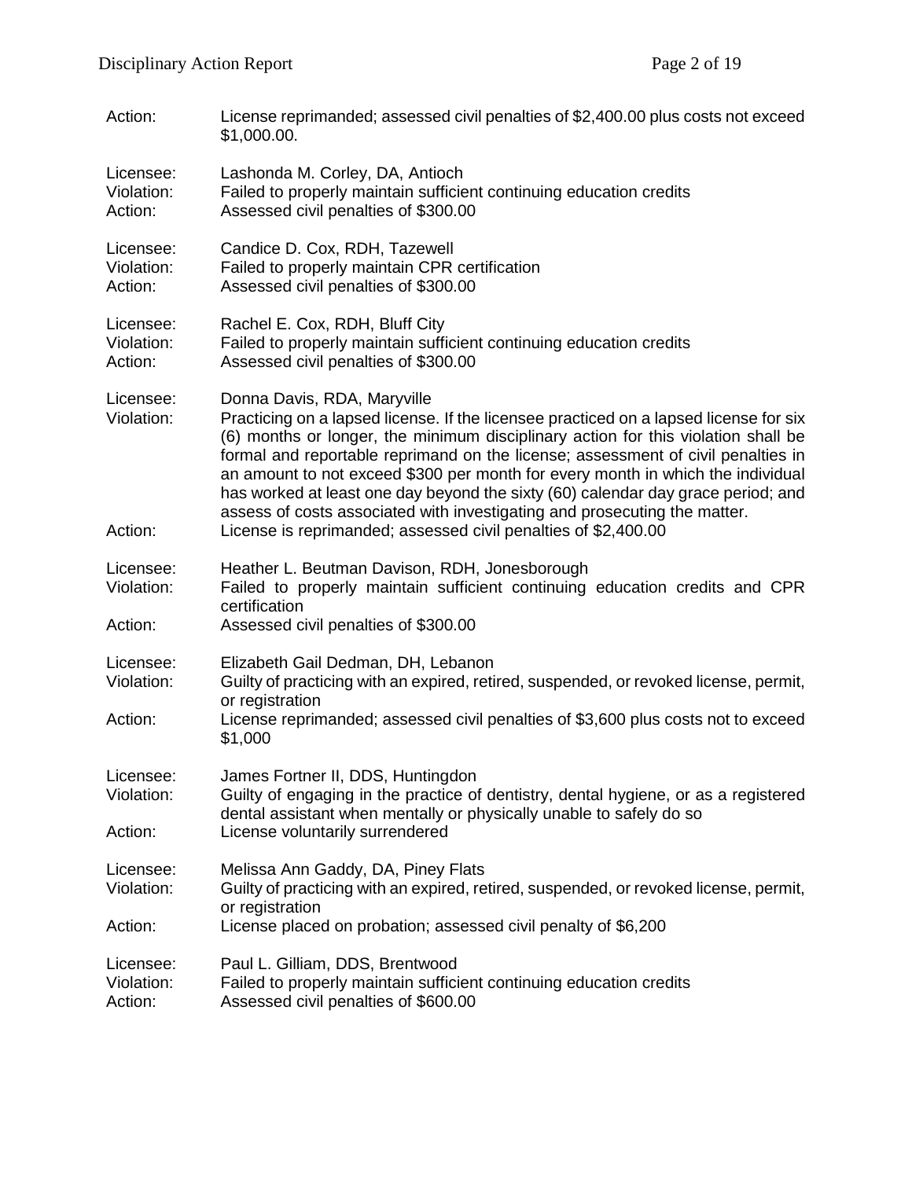Action: License reprimanded; assessed civil penalties of $2,400.00 plus costs not exceed $1,000.00.

Licensee: Lashonda M. Corley, DA, Antioch
Violation: Failed to properly maintain sufficient continuing education credits
Action: Assessed civil penalties of $300.00

Licensee: Candice D. Cox, RDH, Tazewell
Violation: Failed to properly maintain CPR certification
Action: Assessed civil penalties of $300.00

Licensee: Rachel E. Cox, RDH, Bluff City
Violation: Failed to properly maintain sufficient continuing education credits
Action: Assessed civil penalties of $300.00

Licensee: Donna Davis, RDA, Maryville
Violation: Practicing on a lapsed license. If the licensee practiced on a lapsed license for six (6) months or longer, the minimum disciplinary action for this violation shall be formal and reportable reprimand on the license; assessment of civil penalties in an amount to not exceed $300 per month for every month in which the individual has worked at least one day beyond the sixty (60) calendar day grace period; and assess of costs associated with investigating and prosecuting the matter.
Action: License is reprimanded; assessed civil penalties of $2,400.00

Licensee: Heather L. Beutman Davison, RDH, Jonesborough
Violation: Failed to properly maintain sufficient continuing education credits and CPR certification
Action: Assessed civil penalties of $300.00

Licensee: Elizabeth Gail Dedman, DH, Lebanon
Violation: Guilty of practicing with an expired, retired, suspended, or revoked license, permit, or registration
Action: License reprimanded; assessed civil penalties of $3,600 plus costs not to exceed $1,000

Licensee: James Fortner II, DDS, Huntingdon
Violation: Guilty of engaging in the practice of dentistry, dental hygiene, or as a registered dental assistant when mentally or physically unable to safely do so
Action: License voluntarily surrendered

Licensee: Melissa Ann Gaddy, DA, Piney Flats
Violation: Guilty of practicing with an expired, retired, suspended, or revoked license, permit, or registration
Action: License placed on probation; assessed civil penalty of $6,200

Licensee: Paul L. Gilliam, DDS, Brentwood
Violation: Failed to properly maintain sufficient continuing education credits
Action: Assessed civil penalties of $600.00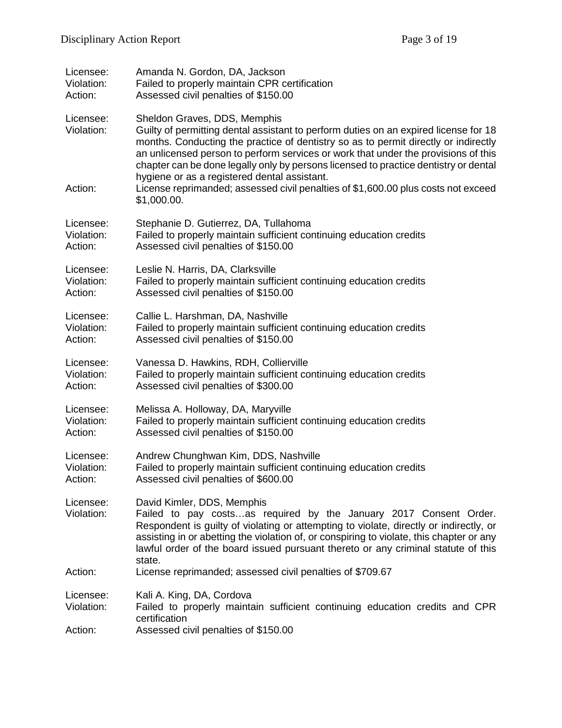Licensee: Amanda N. Gordon, DA, Jackson
Violation: Failed to properly maintain CPR certification
Action: Assessed civil penalties of $150.00

Licensee: Sheldon Graves, DDS, Memphis
Violation: Guilty of permitting dental assistant to perform duties on an expired license for 18 months. Conducting the practice of dentistry so as to permit directly or indirectly an unlicensed person to perform services or work that under the provisions of this chapter can be done legally only by persons licensed to practice dentistry or dental hygiene or as a registered dental assistant.
Action: License reprimanded; assessed civil penalties of $1,600.00 plus costs not exceed $1,000.00.

Licensee: Stephanie D. Gutierrez, DA, Tullahoma
Violation: Failed to properly maintain sufficient continuing education credits
Action: Assessed civil penalties of $150.00

Licensee: Leslie N. Harris, DA, Clarksville
Violation: Failed to properly maintain sufficient continuing education credits
Action: Assessed civil penalties of $150.00

Licensee: Callie L. Harshman, DA, Nashville
Violation: Failed to properly maintain sufficient continuing education credits
Action: Assessed civil penalties of $150.00

Licensee: Vanessa D. Hawkins, RDH, Collierville
Violation: Failed to properly maintain sufficient continuing education credits
Action: Assessed civil penalties of $300.00

Licensee: Melissa A. Holloway, DA, Maryville
Violation: Failed to properly maintain sufficient continuing education credits
Action: Assessed civil penalties of $150.00

Licensee: Andrew Chunghwan Kim, DDS, Nashville
Violation: Failed to properly maintain sufficient continuing education credits
Action: Assessed civil penalties of $600.00

Licensee: David Kimler, DDS, Memphis
Violation: Failed to pay costs…as required by the January 2017 Consent Order. Respondent is guilty of violating or attempting to violate, directly or indirectly, or assisting in or abetting the violation of, or conspiring to violate, this chapter or any lawful order of the board issued pursuant thereto or any criminal statute of this state.
Action: License reprimanded; assessed civil penalties of $709.67

Licensee: Kali A. King, DA, Cordova
Violation: Failed to properly maintain sufficient continuing education credits and CPR certification
Action: Assessed civil penalties of $150.00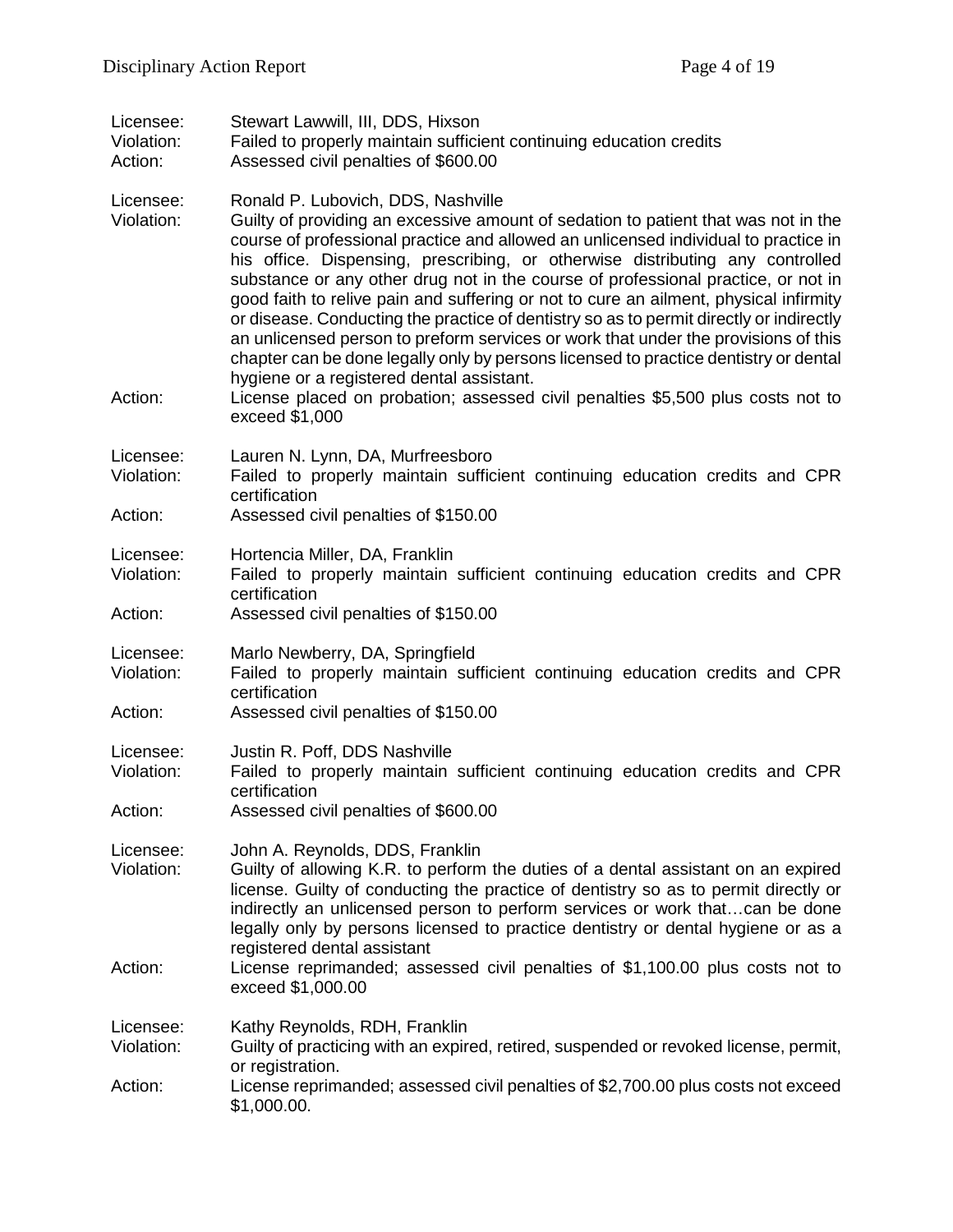Licensee: Stewart Lawwill, III, DDS, Hixson
Violation: Failed to properly maintain sufficient continuing education credits
Action: Assessed civil penalties of $600.00

Licensee: Ronald P. Lubovich, DDS, Nashville
Violation: Guilty of providing an excessive amount of sedation to patient that was not in the course of professional practice and allowed an unlicensed individual to practice in his office. Dispensing, prescribing, or otherwise distributing any controlled substance or any other drug not in the course of professional practice, or not in good faith to relive pain and suffering or not to cure an ailment, physical infirmity or disease. Conducting the practice of dentistry so as to permit directly or indirectly an unlicensed person to preform services or work that under the provisions of this chapter can be done legally only by persons licensed to practice dentistry or dental hygiene or a registered dental assistant.
Action: License placed on probation; assessed civil penalties $5,500 plus costs not to exceed $1,000

Licensee: Lauren N. Lynn, DA, Murfreesboro
Violation: Failed to properly maintain sufficient continuing education credits and CPR certification
Action: Assessed civil penalties of $150.00

Licensee: Hortencia Miller, DA, Franklin
Violation: Failed to properly maintain sufficient continuing education credits and CPR certification
Action: Assessed civil penalties of $150.00

Licensee: Marlo Newberry, DA, Springfield
Violation: Failed to properly maintain sufficient continuing education credits and CPR certification
Action: Assessed civil penalties of $150.00

Licensee: Justin R. Poff, DDS Nashville
Violation: Failed to properly maintain sufficient continuing education credits and CPR certification
Action: Assessed civil penalties of $600.00

Licensee: John A. Reynolds, DDS, Franklin
Violation: Guilty of allowing K.R. to perform the duties of a dental assistant on an expired license. Guilty of conducting the practice of dentistry so as to permit directly or indirectly an unlicensed person to perform services or work that…can be done legally only by persons licensed to practice dentistry or dental hygiene or as a registered dental assistant
Action: License reprimanded; assessed civil penalties of $1,100.00 plus costs not to exceed $1,000.00

Licensee: Kathy Reynolds, RDH, Franklin
Violation: Guilty of practicing with an expired, retired, suspended or revoked license, permit, or registration.
Action: License reprimanded; assessed civil penalties of $2,700.00 plus costs not exceed $1,000.00.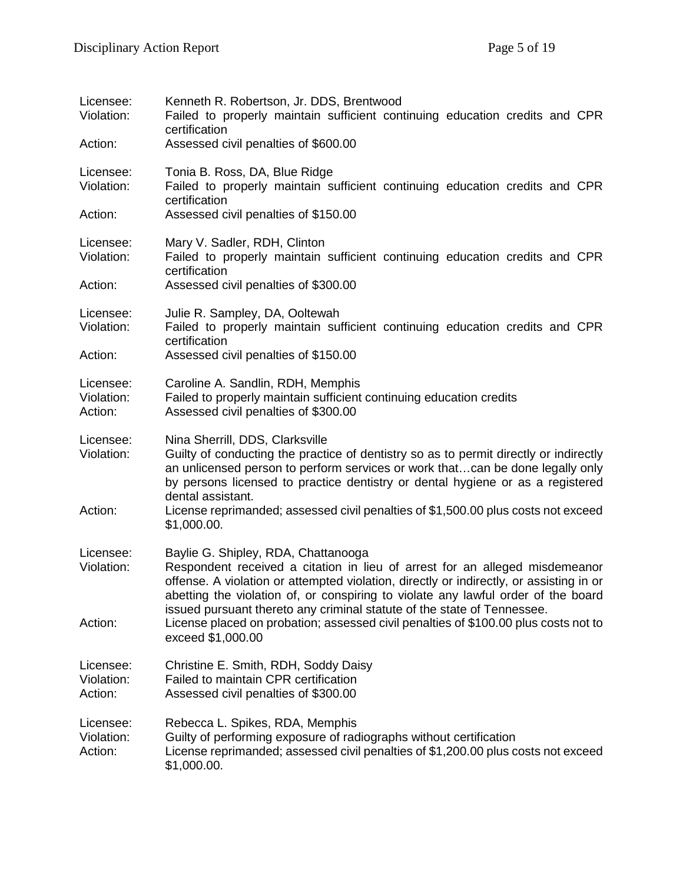Licensee: Kenneth R. Robertson, Jr. DDS, Brentwood
Violation: Failed to properly maintain sufficient continuing education credits and CPR certification
Action: Assessed civil penalties of $600.00

Licensee: Tonia B. Ross, DA, Blue Ridge
Violation: Failed to properly maintain sufficient continuing education credits and CPR certification
Action: Assessed civil penalties of $150.00

Licensee: Mary V. Sadler, RDH, Clinton
Violation: Failed to properly maintain sufficient continuing education credits and CPR certification
Action: Assessed civil penalties of $300.00

Licensee: Julie R. Sampley, DA, Ooltewah
Violation: Failed to properly maintain sufficient continuing education credits and CPR certification
Action: Assessed civil penalties of $150.00

Licensee: Caroline A. Sandlin, RDH, Memphis
Violation: Failed to properly maintain sufficient continuing education credits
Action: Assessed civil penalties of $300.00

Licensee: Nina Sherrill, DDS, Clarksville
Violation: Guilty of conducting the practice of dentistry so as to permit directly or indirectly an unlicensed person to perform services or work that…can be done legally only by persons licensed to practice dentistry or dental hygiene or as a registered dental assistant.
Action: License reprimanded; assessed civil penalties of $1,500.00 plus costs not exceed $1,000.00.

Licensee: Baylie G. Shipley, RDA, Chattanooga
Violation: Respondent received a citation in lieu of arrest for an alleged misdemeanor offense. A violation or attempted violation, directly or indirectly, or assisting in or abetting the violation of, or conspiring to violate any lawful order of the board issued pursuant thereto any criminal statute of the state of Tennessee.
Action: License placed on probation; assessed civil penalties of $100.00 plus costs not to exceed $1,000.00

Licensee: Christine E. Smith, RDH, Soddy Daisy
Violation: Failed to maintain CPR certification
Action: Assessed civil penalties of $300.00

Licensee: Rebecca L. Spikes, RDA, Memphis
Violation: Guilty of performing exposure of radiographs without certification
Action: License reprimanded; assessed civil penalties of $1,200.00 plus costs not exceed $1,000.00.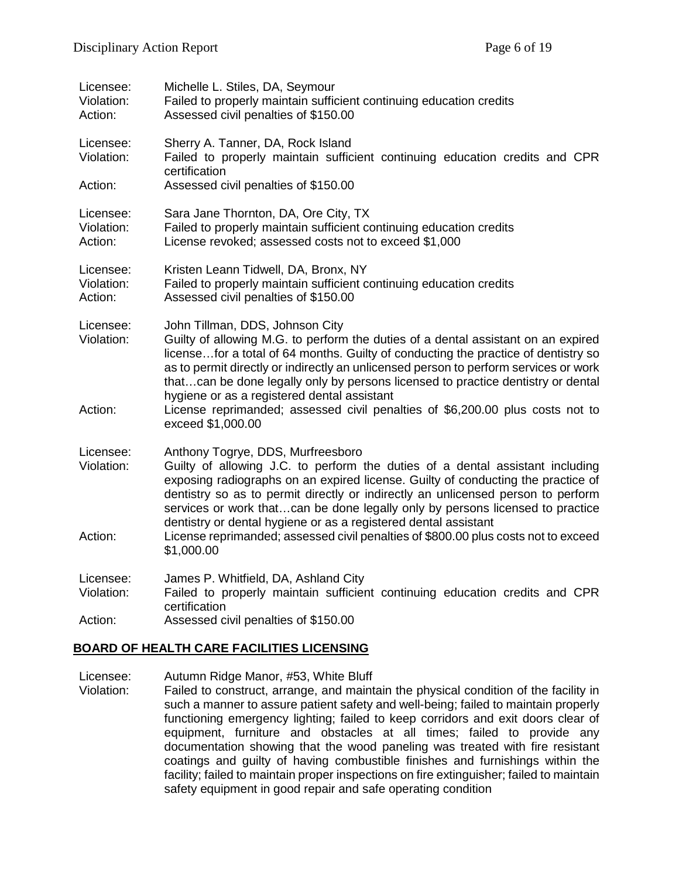Licensee: Michelle L. Stiles, DA, Seymour
Violation: Failed to properly maintain sufficient continuing education credits
Action: Assessed civil penalties of $150.00

Licensee: Sherry A. Tanner, DA, Rock Island
Violation: Failed to properly maintain sufficient continuing education credits and CPR certification
Action: Assessed civil penalties of $150.00

Licensee: Sara Jane Thornton, DA, Ore City, TX
Violation: Failed to properly maintain sufficient continuing education credits
Action: License revoked; assessed costs not to exceed $1,000

Licensee: Kristen Leann Tidwell, DA, Bronx, NY
Violation: Failed to properly maintain sufficient continuing education credits
Action: Assessed civil penalties of $150.00

Licensee: John Tillman, DDS, Johnson City
Violation: Guilty of allowing M.G. to perform the duties of a dental assistant on an expired license…for a total of 64 months. Guilty of conducting the practice of dentistry so as to permit directly or indirectly an unlicensed person to perform services or work that…can be done legally only by persons licensed to practice dentistry or dental hygiene or as a registered dental assistant
Action: License reprimanded; assessed civil penalties of $6,200.00 plus costs not to exceed $1,000.00

Licensee: Anthony Togrye, DDS, Murfreesboro
Violation: Guilty of allowing J.C. to perform the duties of a dental assistant including exposing radiographs on an expired license. Guilty of conducting the practice of dentistry so as to permit directly or indirectly an unlicensed person to perform services or work that…can be done legally only by persons licensed to practice dentistry or dental hygiene or as a registered dental assistant
Action: License reprimanded; assessed civil penalties of $800.00 plus costs not to exceed $1,000.00

Licensee: James P. Whitfield, DA, Ashland City
Violation: Failed to properly maintain sufficient continuing education credits and CPR certification
Action: Assessed civil penalties of $150.00

## BOARD OF HEALTH CARE FACILITIES LICENSING

Licensee: Autumn Ridge Manor, #53, White Bluff
Violation: Failed to construct, arrange, and maintain the physical condition of the facility in such a manner to assure patient safety and well-being; failed to maintain properly functioning emergency lighting; failed to keep corridors and exit doors clear of equipment, furniture and obstacles at all times; failed to provide any documentation showing that the wood paneling was treated with fire resistant coatings and guilty of having combustible finishes and furnishings within the facility; failed to maintain proper inspections on fire extinguisher; failed to maintain safety equipment in good repair and safe operating condition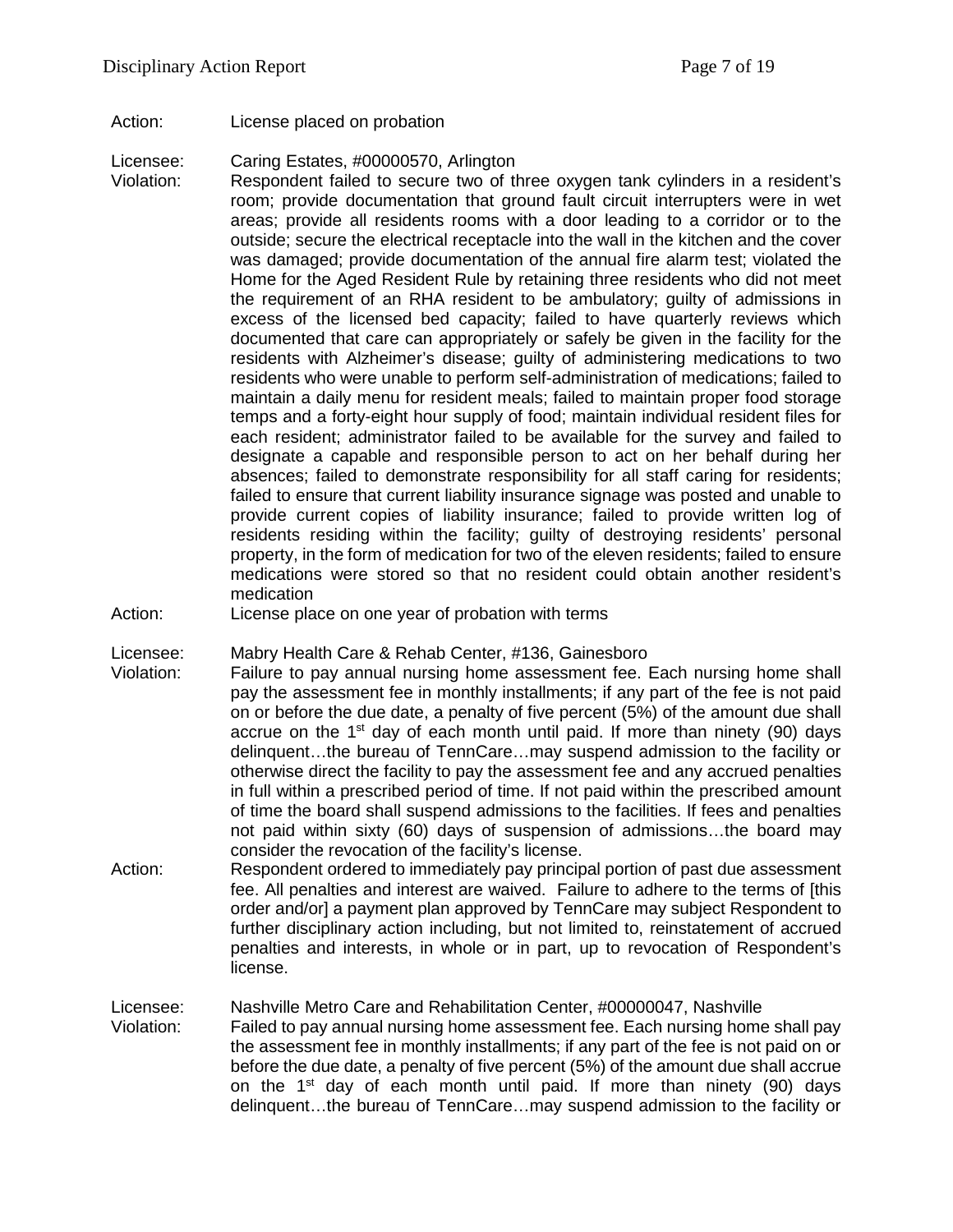Action: License placed on probation

Licensee: Caring Estates, #00000570, Arlington

Violation: Respondent failed to secure two of three oxygen tank cylinders in a resident's room; provide documentation that ground fault circuit interrupters were in wet areas; provide all residents rooms with a door leading to a corridor or to the outside; secure the electrical receptacle into the wall in the kitchen and the cover was damaged; provide documentation of the annual fire alarm test; violated the Home for the Aged Resident Rule by retaining three residents who did not meet the requirement of an RHA resident to be ambulatory; guilty of admissions in excess of the licensed bed capacity; failed to have quarterly reviews which documented that care can appropriately or safely be given in the facility for the residents with Alzheimer's disease; guilty of administering medications to two residents who were unable to perform self-administration of medications; failed to maintain a daily menu for resident meals; failed to maintain proper food storage temps and a forty-eight hour supply of food; maintain individual resident files for each resident; administrator failed to be available for the survey and failed to designate a capable and responsible person to act on her behalf during her absences; failed to demonstrate responsibility for all staff caring for residents; failed to ensure that current liability insurance signage was posted and unable to provide current copies of liability insurance; failed to provide written log of residents residing within the facility; guilty of destroying residents' personal property, in the form of medication for two of the eleven residents; failed to ensure medications were stored so that no resident could obtain another resident's medication

Action: License place on one year of probation with terms

Licensee: Mabry Health Care & Rehab Center, #136, Gainesboro

Violation: Failure to pay annual nursing home assessment fee. Each nursing home shall pay the assessment fee in monthly installments; if any part of the fee is not paid on or before the due date, a penalty of five percent (5%) of the amount due shall accrue on the 1st day of each month until paid. If more than ninety (90) days delinquent…the bureau of TennCare…may suspend admission to the facility or otherwise direct the facility to pay the assessment fee and any accrued penalties in full within a prescribed period of time. If not paid within the prescribed amount of time the board shall suspend admissions to the facilities. If fees and penalties not paid within sixty (60) days of suspension of admissions…the board may consider the revocation of the facility's license.

Action: Respondent ordered to immediately pay principal portion of past due assessment fee. All penalties and interest are waived. Failure to adhere to the terms of [this order and/or] a payment plan approved by TennCare may subject Respondent to further disciplinary action including, but not limited to, reinstatement of accrued penalties and interests, in whole or in part, up to revocation of Respondent's license.

Licensee: Nashville Metro Care and Rehabilitation Center, #00000047, Nashville

Violation: Failed to pay annual nursing home assessment fee. Each nursing home shall pay the assessment fee in monthly installments; if any part of the fee is not paid on or before the due date, a penalty of five percent (5%) of the amount due shall accrue on the 1st day of each month until paid. If more than ninety (90) days delinquent…the bureau of TennCare…may suspend admission to the facility or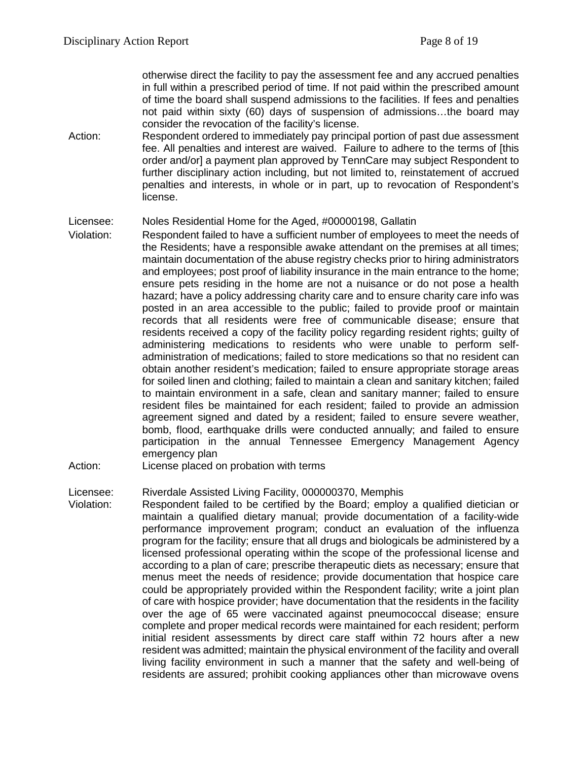otherwise direct the facility to pay the assessment fee and any accrued penalties in full within a prescribed period of time. If not paid within the prescribed amount of time the board shall suspend admissions to the facilities. If fees and penalties not paid within sixty (60) days of suspension of admissions…the board may consider the revocation of the facility's license.

Action: Respondent ordered to immediately pay principal portion of past due assessment fee. All penalties and interest are waived. Failure to adhere to the terms of [this order and/or] a payment plan approved by TennCare may subject Respondent to further disciplinary action including, but not limited to, reinstatement of accrued penalties and interests, in whole or in part, up to revocation of Respondent's license.

Licensee: Noles Residential Home for the Aged, #00000198, Gallatin

Violation: Respondent failed to have a sufficient number of employees to meet the needs of the Residents; have a responsible awake attendant on the premises at all times; maintain documentation of the abuse registry checks prior to hiring administrators and employees; post proof of liability insurance in the main entrance to the home; ensure pets residing in the home are not a nuisance or do not pose a health hazard; have a policy addressing charity care and to ensure charity care info was posted in an area accessible to the public; failed to provide proof or maintain records that all residents were free of communicable disease; ensure that residents received a copy of the facility policy regarding resident rights; guilty of administering medications to residents who were unable to perform self-administration of medications; failed to store medications so that no resident can obtain another resident's medication; failed to ensure appropriate storage areas for soiled linen and clothing; failed to maintain a clean and sanitary kitchen; failed to maintain environment in a safe, clean and sanitary manner; failed to ensure resident files be maintained for each resident; failed to provide an admission agreement signed and dated by a resident; failed to ensure severe weather, bomb, flood, earthquake drills were conducted annually; and failed to ensure participation in the annual Tennessee Emergency Management Agency emergency plan

Action: License placed on probation with terms

Licensee: Riverdale Assisted Living Facility, 000000370, Memphis

Violation: Respondent failed to be certified by the Board; employ a qualified dietician or maintain a qualified dietary manual; provide documentation of a facility-wide performance improvement program; conduct an evaluation of the influenza program for the facility; ensure that all drugs and biologicals be administered by a licensed professional operating within the scope of the professional license and according to a plan of care; prescribe therapeutic diets as necessary; ensure that menus meet the needs of residence; provide documentation that hospice care could be appropriately provided within the Respondent facility; write a joint plan of care with hospice provider; have documentation that the residents in the facility over the age of 65 were vaccinated against pneumococcal disease; ensure complete and proper medical records were maintained for each resident; perform initial resident assessments by direct care staff within 72 hours after a new resident was admitted; maintain the physical environment of the facility and overall living facility environment in such a manner that the safety and well-being of residents are assured; prohibit cooking appliances other than microwave ovens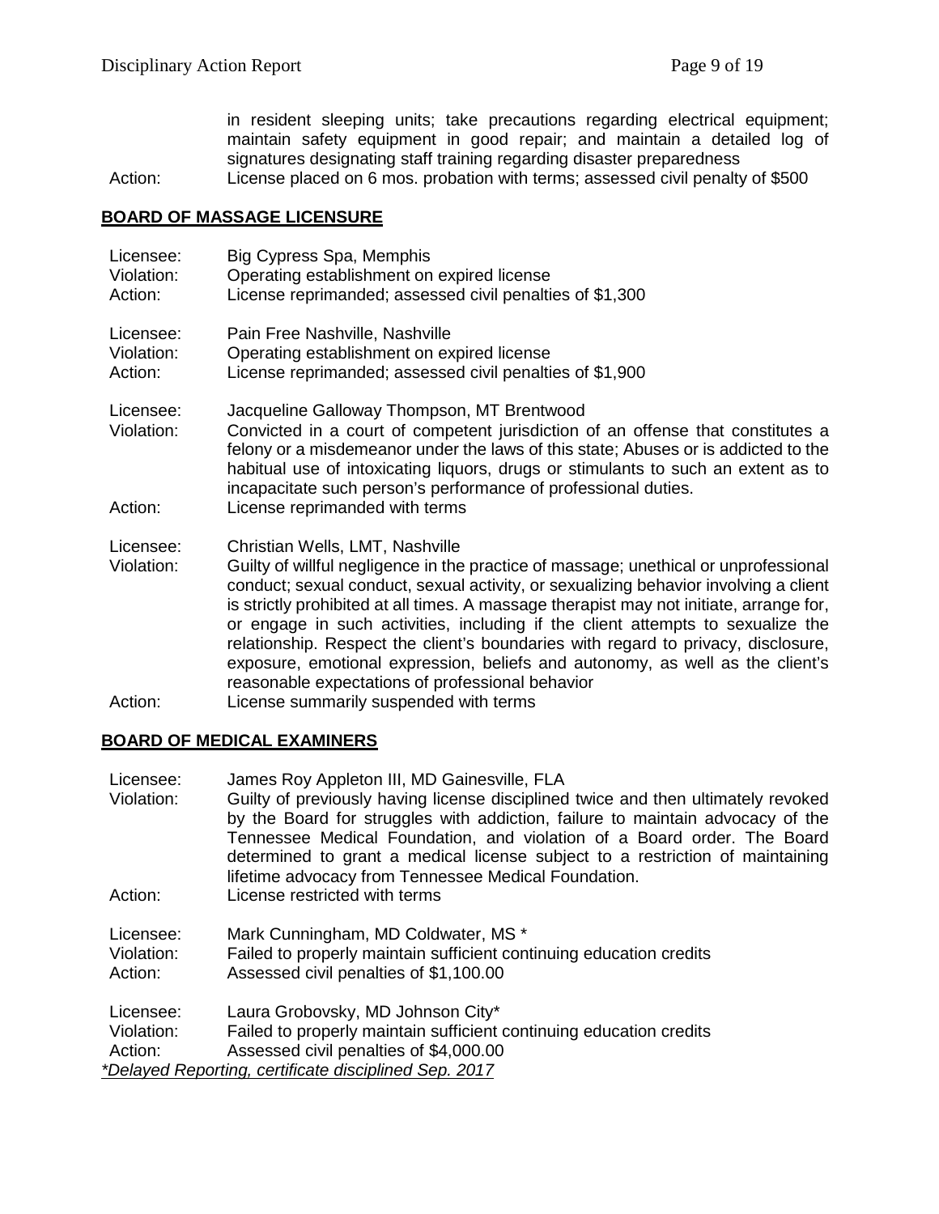in resident sleeping units; take precautions regarding electrical equipment; maintain safety equipment in good repair; and maintain a detailed log of signatures designating staff training regarding disaster preparedness

Action: License placed on 6 mos. probation with terms; assessed civil penalty of $500

## BOARD OF MASSAGE LICENSURE

Licensee: Big Cypress Spa, Memphis
Violation: Operating establishment on expired license
Action: License reprimanded; assessed civil penalties of $1,300

Licensee: Pain Free Nashville, Nashville
Violation: Operating establishment on expired license
Action: License reprimanded; assessed civil penalties of $1,900

Licensee: Jacqueline Galloway Thompson, MT Brentwood
Violation: Convicted in a court of competent jurisdiction of an offense that constitutes a felony or a misdemeanor under the laws of this state; Abuses or is addicted to the habitual use of intoxicating liquors, drugs or stimulants to such an extent as to incapacitate such person's performance of professional duties.
Action: License reprimanded with terms

Licensee: Christian Wells, LMT, Nashville
Violation: Guilty of willful negligence in the practice of massage; unethical or unprofessional conduct; sexual conduct, sexual activity, or sexualizing behavior involving a client is strictly prohibited at all times. A massage therapist may not initiate, arrange for, or engage in such activities, including if the client attempts to sexualize the relationship. Respect the client's boundaries with regard to privacy, disclosure, exposure, emotional expression, beliefs and autonomy, as well as the client's reasonable expectations of professional behavior
Action: License summarily suspended with terms

## BOARD OF MEDICAL EXAMINERS

Licensee: James Roy Appleton III, MD Gainesville, FLA
Violation: Guilty of previously having license disciplined twice and then ultimately revoked by the Board for struggles with addiction, failure to maintain advocacy of the Tennessee Medical Foundation, and violation of a Board order. The Board determined to grant a medical license subject to a restriction of maintaining lifetime advocacy from Tennessee Medical Foundation.
Action: License restricted with terms

Licensee: Mark Cunningham, MD Coldwater, MS *
Violation: Failed to properly maintain sufficient continuing education credits
Action: Assessed civil penalties of $1,100.00

Licensee: Laura Grobovsky, MD Johnson City*
Violation: Failed to properly maintain sufficient continuing education credits
Action: Assessed civil penalties of $4,000.00

*\*Delayed Reporting, certificate disciplined Sep. 2017*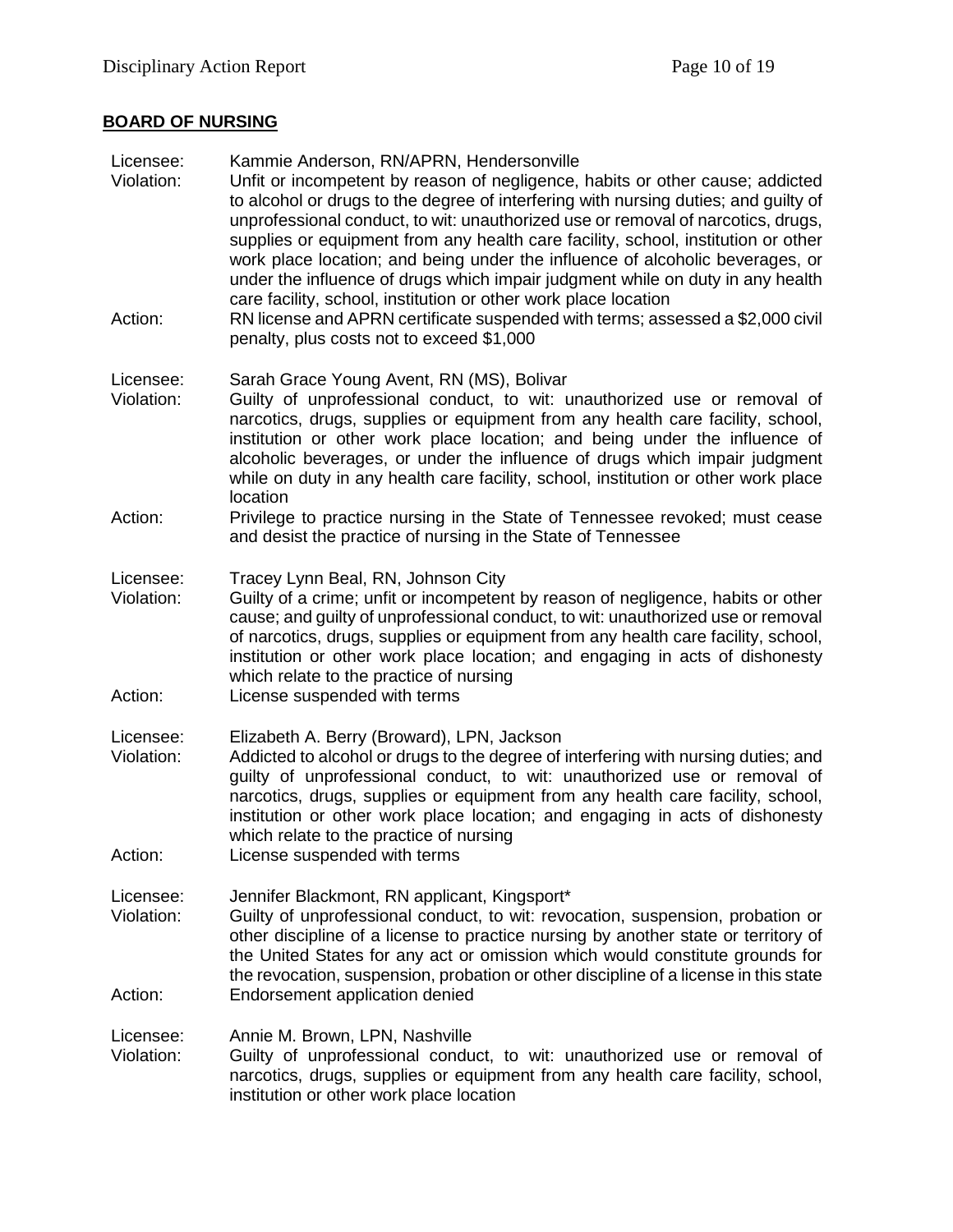## BOARD OF NURSING

Licensee: Kammie Anderson, RN/APRN, Hendersonville
Violation: Unfit or incompetent by reason of negligence, habits or other cause; addicted to alcohol or drugs to the degree of interfering with nursing duties; and guilty of unprofessional conduct, to wit: unauthorized use or removal of narcotics, drugs, supplies or equipment from any health care facility, school, institution or other work place location; and being under the influence of alcoholic beverages, or under the influence of drugs which impair judgment while on duty in any health care facility, school, institution or other work place location
Action: RN license and APRN certificate suspended with terms; assessed a $2,000 civil penalty, plus costs not to exceed $1,000

Licensee: Sarah Grace Young Avent, RN (MS), Bolivar
Violation: Guilty of unprofessional conduct, to wit: unauthorized use or removal of narcotics, drugs, supplies or equipment from any health care facility, school, institution or other work place location; and being under the influence of alcoholic beverages, or under the influence of drugs which impair judgment while on duty in any health care facility, school, institution or other work place location
Action: Privilege to practice nursing in the State of Tennessee revoked; must cease and desist the practice of nursing in the State of Tennessee

Licensee: Tracey Lynn Beal, RN, Johnson City
Violation: Guilty of a crime; unfit or incompetent by reason of negligence, habits or other cause; and guilty of unprofessional conduct, to wit: unauthorized use or removal of narcotics, drugs, supplies or equipment from any health care facility, school, institution or other work place location; and engaging in acts of dishonesty which relate to the practice of nursing
Action: License suspended with terms

Licensee: Elizabeth A. Berry (Broward), LPN, Jackson
Violation: Addicted to alcohol or drugs to the degree of interfering with nursing duties; and guilty of unprofessional conduct, to wit: unauthorized use or removal of narcotics, drugs, supplies or equipment from any health care facility, school, institution or other work place location; and engaging in acts of dishonesty which relate to the practice of nursing
Action: License suspended with terms

Licensee: Jennifer Blackmont, RN applicant, Kingsport*
Violation: Guilty of unprofessional conduct, to wit: revocation, suspension, probation or other discipline of a license to practice nursing by another state or territory of the United States for any act or omission which would constitute grounds for the revocation, suspension, probation or other discipline of a license in this state
Action: Endorsement application denied

Licensee: Annie M. Brown, LPN, Nashville
Violation: Guilty of unprofessional conduct, to wit: unauthorized use or removal of narcotics, drugs, supplies or equipment from any health care facility, school, institution or other work place location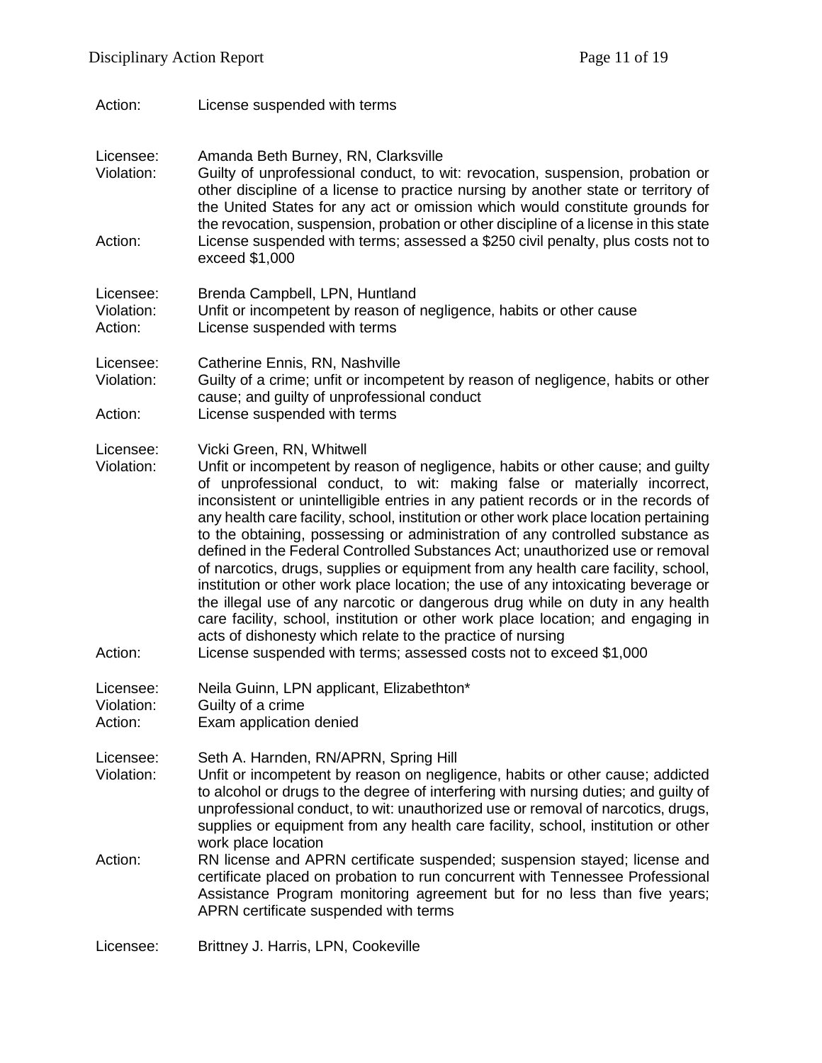Action: License suspended with terms

Licensee: Amanda Beth Burney, RN, Clarksville
Violation: Guilty of unprofessional conduct, to wit: revocation, suspension, probation or other discipline of a license to practice nursing by another state or territory of the United States for any act or omission which would constitute grounds for the revocation, suspension, probation or other discipline of a license in this state
Action: License suspended with terms; assessed a $250 civil penalty, plus costs not to exceed $1,000

Licensee: Brenda Campbell, LPN, Huntland
Violation: Unfit or incompetent by reason of negligence, habits or other cause
Action: License suspended with terms

Licensee: Catherine Ennis, RN, Nashville
Violation: Guilty of a crime; unfit or incompetent by reason of negligence, habits or other cause; and guilty of unprofessional conduct
Action: License suspended with terms

Licensee: Vicki Green, RN, Whitwell
Violation: Unfit or incompetent by reason of negligence, habits or other cause; and guilty of unprofessional conduct, to wit: making false or materially incorrect, inconsistent or unintelligible entries in any patient records or in the records of any health care facility, school, institution or other work place location pertaining to the obtaining, possessing or administration of any controlled substance as defined in the Federal Controlled Substances Act; unauthorized use or removal of narcotics, drugs, supplies or equipment from any health care facility, school, institution or other work place location; the use of any intoxicating beverage or the illegal use of any narcotic or dangerous drug while on duty in any health care facility, school, institution or other work place location; and engaging in acts of dishonesty which relate to the practice of nursing
Action: License suspended with terms; assessed costs not to exceed $1,000

Licensee: Neila Guinn, LPN applicant, Elizabethton*
Violation: Guilty of a crime
Action: Exam application denied

Licensee: Seth A. Harnden, RN/APRN, Spring Hill
Violation: Unfit or incompetent by reason on negligence, habits or other cause; addicted to alcohol or drugs to the degree of interfering with nursing duties; and guilty of unprofessional conduct, to wit: unauthorized use or removal of narcotics, drugs, supplies or equipment from any health care facility, school, institution or other work place location
Action: RN license and APRN certificate suspended; suspension stayed; license and certificate placed on probation to run concurrent with Tennessee Professional Assistance Program monitoring agreement but for no less than five years; APRN certificate suspended with terms

Licensee: Brittney J. Harris, LPN, Cookeville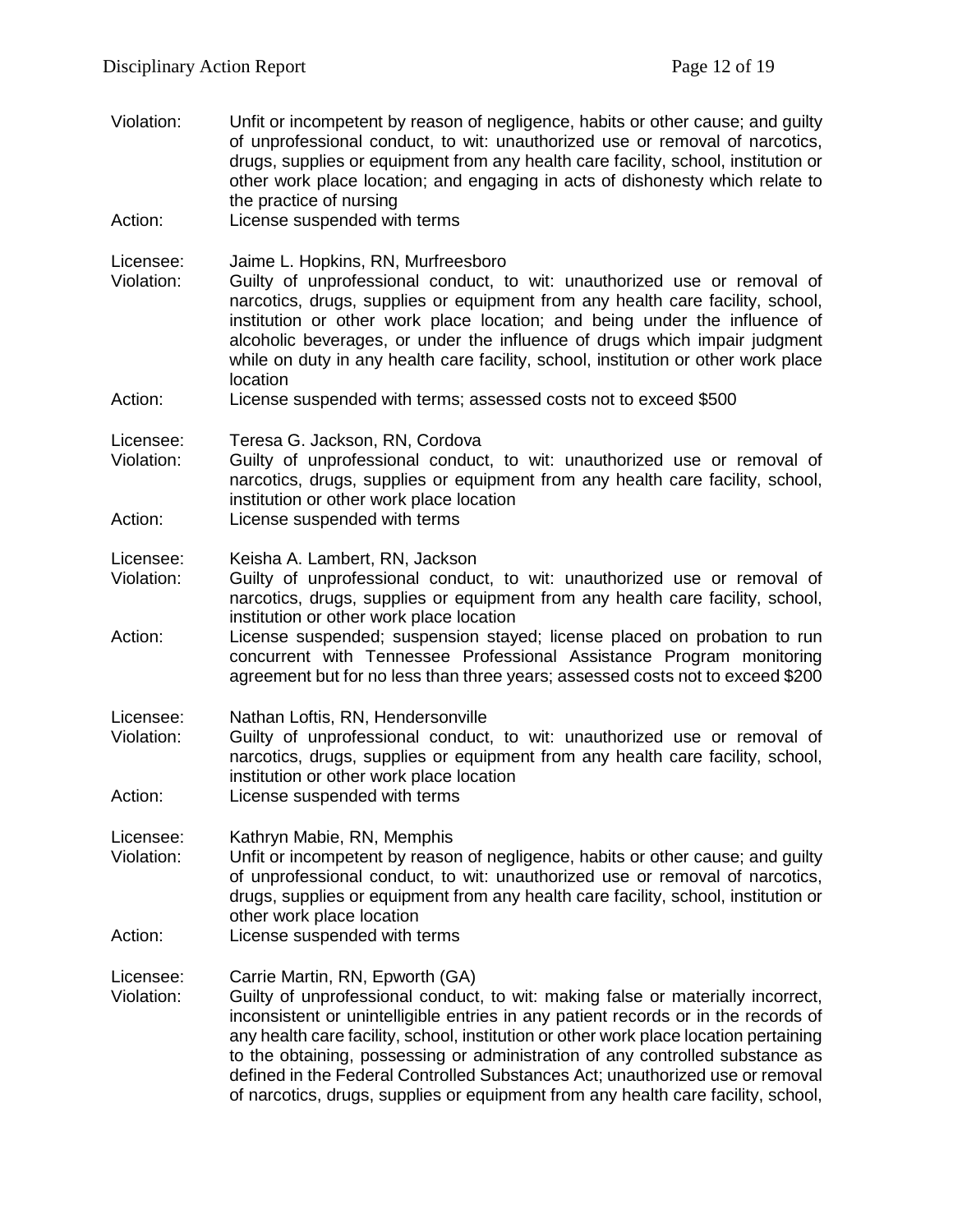Violation: Unfit or incompetent by reason of negligence, habits or other cause; and guilty of unprofessional conduct, to wit: unauthorized use or removal of narcotics, drugs, supplies or equipment from any health care facility, school, institution or other work place location; and engaging in acts of dishonesty which relate to the practice of nursing

Action: License suspended with terms

Licensee: Jaime L. Hopkins, RN, Murfreesboro

Violation: Guilty of unprofessional conduct, to wit: unauthorized use or removal of narcotics, drugs, supplies or equipment from any health care facility, school, institution or other work place location; and being under the influence of alcoholic beverages, or under the influence of drugs which impair judgment while on duty in any health care facility, school, institution or other work place location

Action: License suspended with terms; assessed costs not to exceed $500

Licensee: Teresa G. Jackson, RN, Cordova

Violation: Guilty of unprofessional conduct, to wit: unauthorized use or removal of narcotics, drugs, supplies or equipment from any health care facility, school, institution or other work place location

Action: License suspended with terms

Licensee: Keisha A. Lambert, RN, Jackson

Violation: Guilty of unprofessional conduct, to wit: unauthorized use or removal of narcotics, drugs, supplies or equipment from any health care facility, school, institution or other work place location

Action: License suspended; suspension stayed; license placed on probation to run concurrent with Tennessee Professional Assistance Program monitoring agreement but for no less than three years; assessed costs not to exceed $200

Licensee: Nathan Loftis, RN, Hendersonville

Violation: Guilty of unprofessional conduct, to wit: unauthorized use or removal of narcotics, drugs, supplies or equipment from any health care facility, school, institution or other work place location

Action: License suspended with terms

Licensee: Kathryn Mabie, RN, Memphis

Violation: Unfit or incompetent by reason of negligence, habits or other cause; and guilty of unprofessional conduct, to wit: unauthorized use or removal of narcotics, drugs, supplies or equipment from any health care facility, school, institution or other work place location

Action: License suspended with terms

Licensee: Carrie Martin, RN, Epworth (GA)

Violation: Guilty of unprofessional conduct, to wit: making false or materially incorrect, inconsistent or unintelligible entries in any patient records or in the records of any health care facility, school, institution or other work place location pertaining to the obtaining, possessing or administration of any controlled substance as defined in the Federal Controlled Substances Act; unauthorized use or removal of narcotics, drugs, supplies or equipment from any health care facility, school,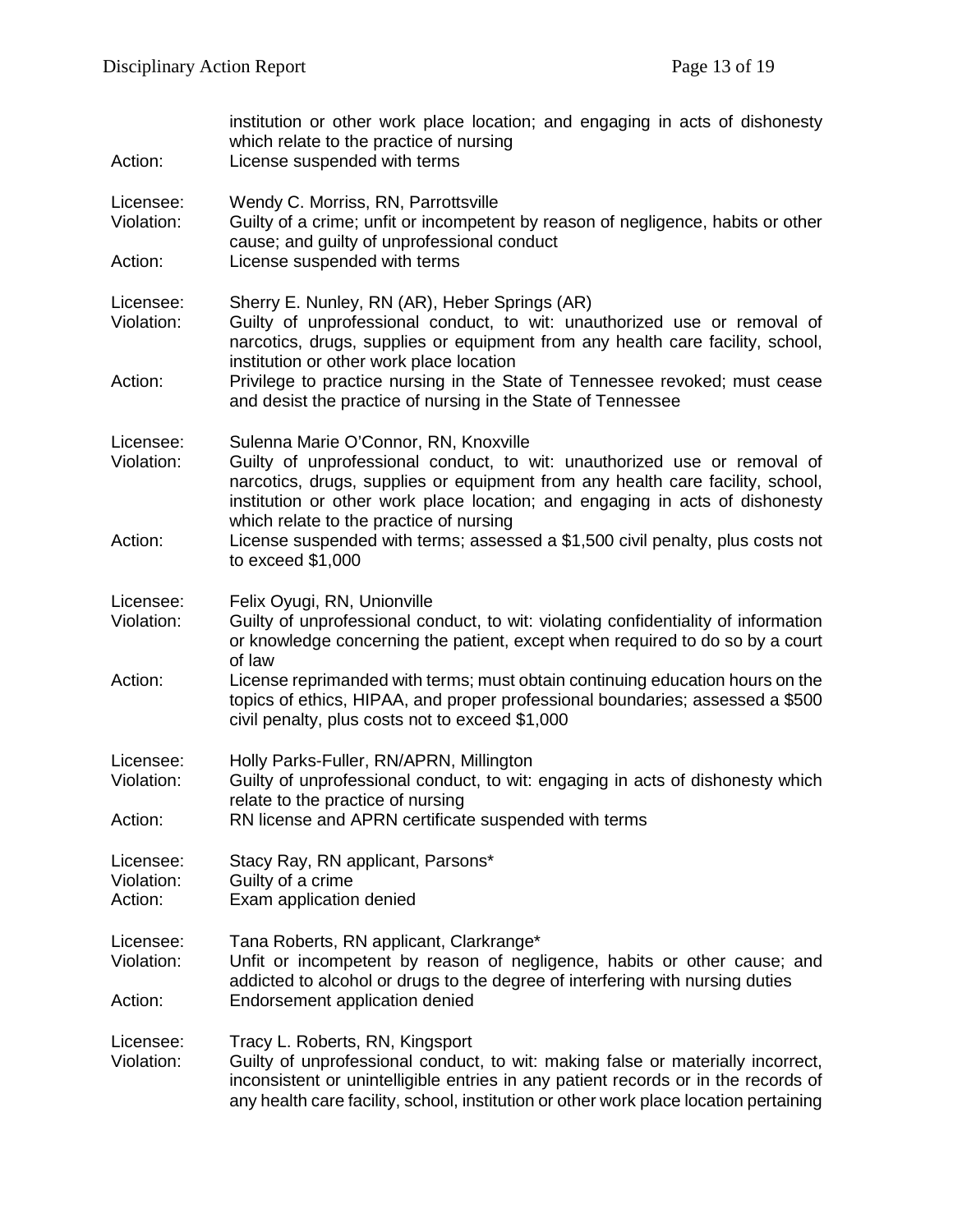institution or other work place location; and engaging in acts of dishonesty which relate to the practice of nursing
Action: License suspended with terms

Licensee: Wendy C. Morriss, RN, Parrottsville
Violation: Guilty of a crime; unfit or incompetent by reason of negligence, habits or other cause; and guilty of unprofessional conduct
Action: License suspended with terms

Licensee: Sherry E. Nunley, RN (AR), Heber Springs (AR)
Violation: Guilty of unprofessional conduct, to wit: unauthorized use or removal of narcotics, drugs, supplies or equipment from any health care facility, school, institution or other work place location
Action: Privilege to practice nursing in the State of Tennessee revoked; must cease and desist the practice of nursing in the State of Tennessee

Licensee: Sulenna Marie O'Connor, RN, Knoxville
Violation: Guilty of unprofessional conduct, to wit: unauthorized use or removal of narcotics, drugs, supplies or equipment from any health care facility, school, institution or other work place location; and engaging in acts of dishonesty which relate to the practice of nursing
Action: License suspended with terms; assessed a $1,500 civil penalty, plus costs not to exceed $1,000

Licensee: Felix Oyugi, RN, Unionville
Violation: Guilty of unprofessional conduct, to wit: violating confidentiality of information or knowledge concerning the patient, except when required to do so by a court of law
Action: License reprimanded with terms; must obtain continuing education hours on the topics of ethics, HIPAA, and proper professional boundaries; assessed a $500 civil penalty, plus costs not to exceed $1,000

Licensee: Holly Parks-Fuller, RN/APRN, Millington
Violation: Guilty of unprofessional conduct, to wit: engaging in acts of dishonesty which relate to the practice of nursing
Action: RN license and APRN certificate suspended with terms

Licensee: Stacy Ray, RN applicant, Parsons*
Violation: Guilty of a crime
Action: Exam application denied

Licensee: Tana Roberts, RN applicant, Clarkrange*
Violation: Unfit or incompetent by reason of negligence, habits or other cause; and addicted to alcohol or drugs to the degree of interfering with nursing duties
Action: Endorsement application denied

Licensee: Tracy L. Roberts, RN, Kingsport
Violation: Guilty of unprofessional conduct, to wit: making false or materially incorrect, inconsistent or unintelligible entries in any patient records or in the records of any health care facility, school, institution or other work place location pertaining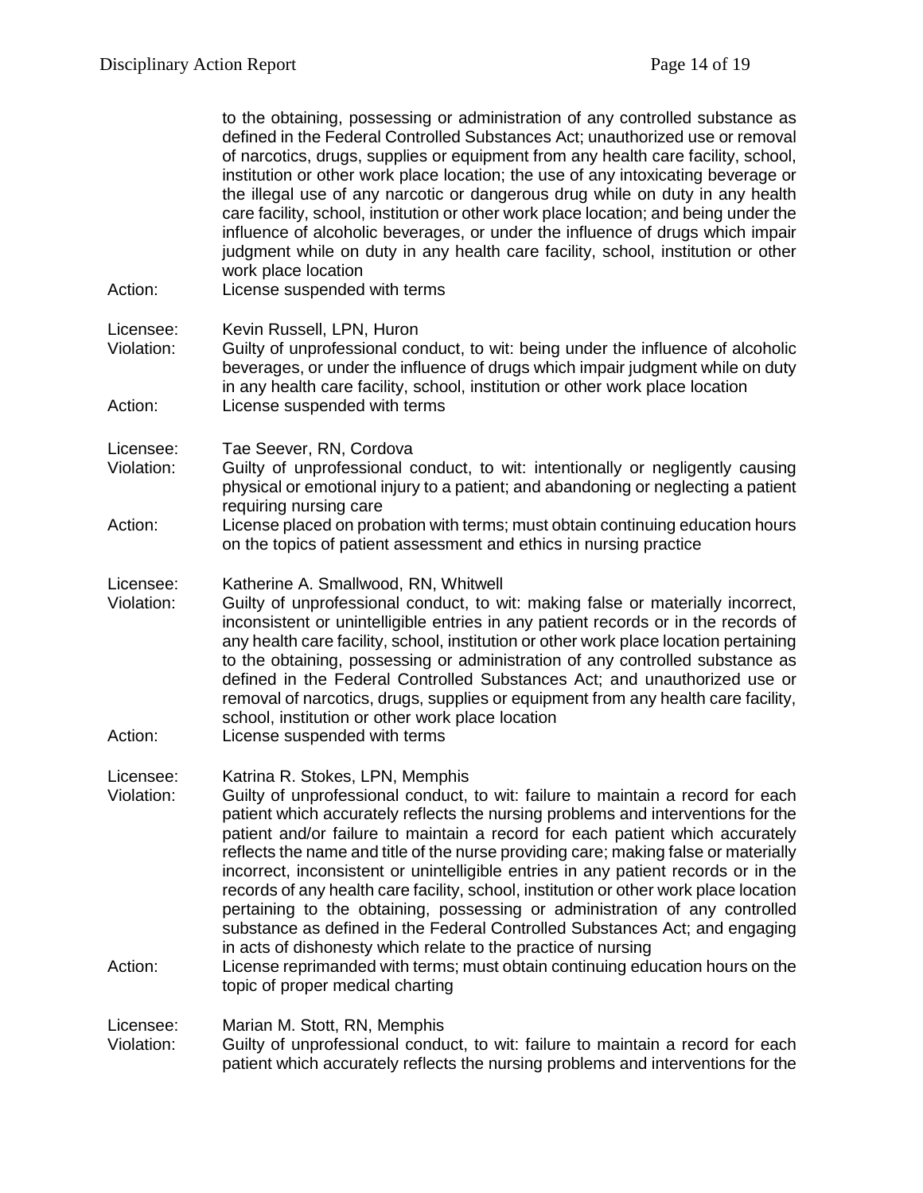to the obtaining, possessing or administration of any controlled substance as defined in the Federal Controlled Substances Act; unauthorized use or removal of narcotics, drugs, supplies or equipment from any health care facility, school, institution or other work place location; the use of any intoxicating beverage or the illegal use of any narcotic or dangerous drug while on duty in any health care facility, school, institution or other work place location; and being under the influence of alcoholic beverages, or under the influence of drugs which impair judgment while on duty in any health care facility, school, institution or other work place location

Action: License suspended with terms

Licensee: Kevin Russell, LPN, Huron
Violation: Guilty of unprofessional conduct, to wit: being under the influence of alcoholic beverages, or under the influence of drugs which impair judgment while on duty in any health care facility, school, institution or other work place location
Action: License suspended with terms

Licensee: Tae Seever, RN, Cordova
Violation: Guilty of unprofessional conduct, to wit: intentionally or negligently causing physical or emotional injury to a patient; and abandoning or neglecting a patient requiring nursing care
Action: License placed on probation with terms; must obtain continuing education hours on the topics of patient assessment and ethics in nursing practice

Licensee: Katherine A. Smallwood, RN, Whitwell
Violation: Guilty of unprofessional conduct, to wit: making false or materially incorrect, inconsistent or unintelligible entries in any patient records or in the records of any health care facility, school, institution or other work place location pertaining to the obtaining, possessing or administration of any controlled substance as defined in the Federal Controlled Substances Act; and unauthorized use or removal of narcotics, drugs, supplies or equipment from any health care facility, school, institution or other work place location
Action: License suspended with terms

Licensee: Katrina R. Stokes, LPN, Memphis
Violation: Guilty of unprofessional conduct, to wit: failure to maintain a record for each patient which accurately reflects the nursing problems and interventions for the patient and/or failure to maintain a record for each patient which accurately reflects the name and title of the nurse providing care; making false or materially incorrect, inconsistent or unintelligible entries in any patient records or in the records of any health care facility, school, institution or other work place location pertaining to the obtaining, possessing or administration of any controlled substance as defined in the Federal Controlled Substances Act; and engaging in acts of dishonesty which relate to the practice of nursing
Action: License reprimanded with terms; must obtain continuing education hours on the topic of proper medical charting

Licensee: Marian M. Stott, RN, Memphis
Violation: Guilty of unprofessional conduct, to wit: failure to maintain a record for each patient which accurately reflects the nursing problems and interventions for the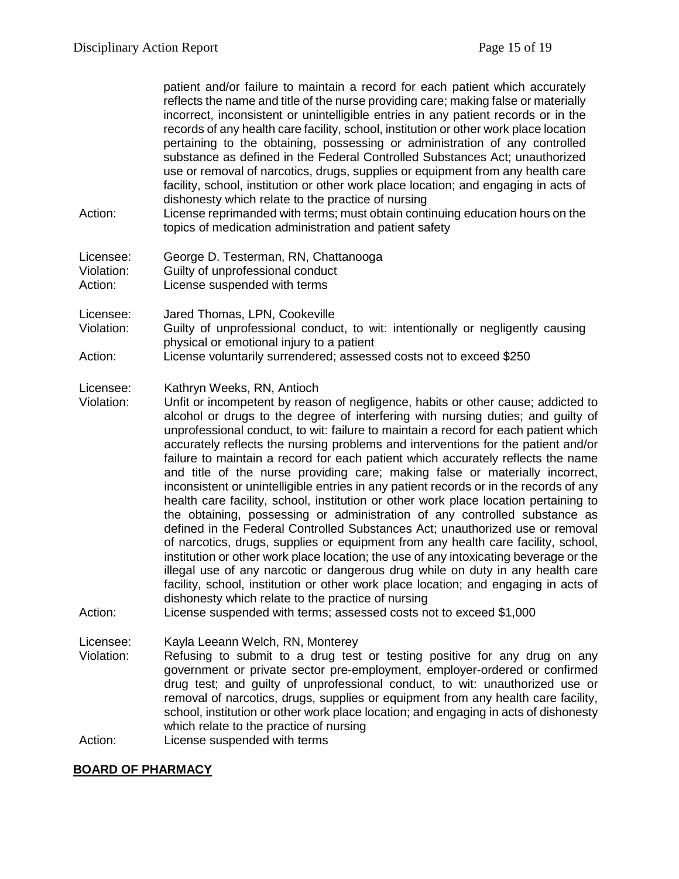patient and/or failure to maintain a record for each patient which accurately reflects the name and title of the nurse providing care; making false or materially incorrect, inconsistent or unintelligible entries in any patient records or in the records of any health care facility, school, institution or other work place location pertaining to the obtaining, possessing or administration of any controlled substance as defined in the Federal Controlled Substances Act; unauthorized use or removal of narcotics, drugs, supplies or equipment from any health care facility, school, institution or other work place location; and engaging in acts of dishonesty which relate to the practice of nursing

Action: License reprimanded with terms; must obtain continuing education hours on the topics of medication administration and patient safety

Licensee: George D. Testerman, RN, Chattanooga
Violation: Guilty of unprofessional conduct
Action: License suspended with terms

Licensee: Jared Thomas, LPN, Cookeville
Violation: Guilty of unprofessional conduct, to wit: intentionally or negligently causing physical or emotional injury to a patient
Action: License voluntarily surrendered; assessed costs not to exceed $250

Licensee: Kathryn Weeks, RN, Antioch
Violation: Unfit or incompetent by reason of negligence, habits or other cause; addicted to alcohol or drugs to the degree of interfering with nursing duties; and guilty of unprofessional conduct, to wit: failure to maintain a record for each patient which accurately reflects the nursing problems and interventions for the patient and/or failure to maintain a record for each patient which accurately reflects the name and title of the nurse providing care; making false or materially incorrect, inconsistent or unintelligible entries in any patient records or in the records of any health care facility, school, institution or other work place location pertaining to the obtaining, possessing or administration of any controlled substance as defined in the Federal Controlled Substances Act; unauthorized use or removal of narcotics, drugs, supplies or equipment from any health care facility, school, institution or other work place location; the use of any intoxicating beverage or the illegal use of any narcotic or dangerous drug while on duty in any health care facility, school, institution or other work place location; and engaging in acts of dishonesty which relate to the practice of nursing
Action: License suspended with terms; assessed costs not to exceed $1,000

Licensee: Kayla Leeann Welch, RN, Monterey
Violation: Refusing to submit to a drug test or testing positive for any drug on any government or private sector pre-employment, employer-ordered or confirmed drug test; and guilty of unprofessional conduct, to wit: unauthorized use or removal of narcotics, drugs, supplies or equipment from any health care facility, school, institution or other work place location; and engaging in acts of dishonesty which relate to the practice of nursing
Action: License suspended with terms

## BOARD OF PHARMACY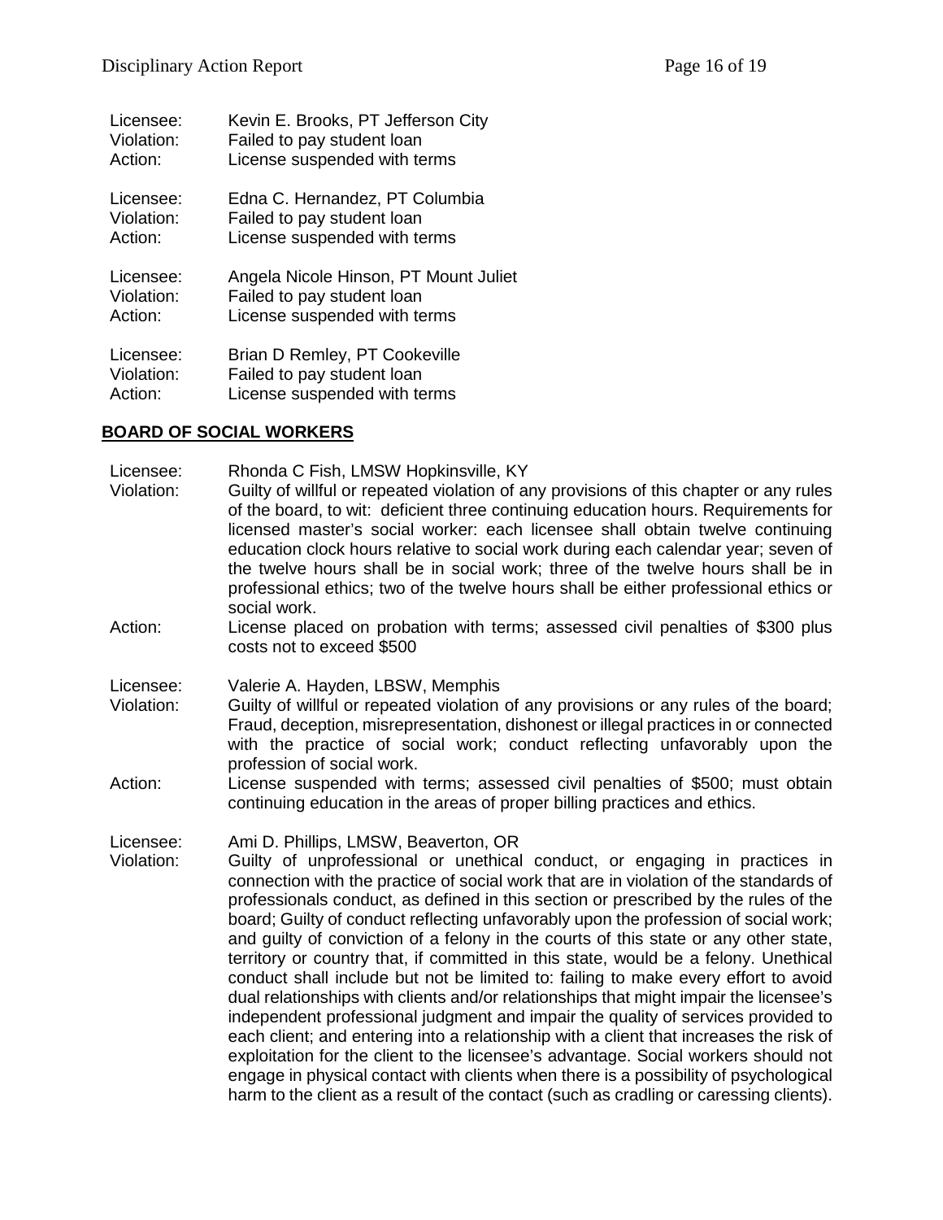Licensee: Kevin E. Brooks, PT Jefferson City
Violation: Failed to pay student loan
Action: License suspended with terms

Licensee: Edna C. Hernandez, PT Columbia
Violation: Failed to pay student loan
Action: License suspended with terms

Licensee: Angela Nicole Hinson, PT Mount Juliet
Violation: Failed to pay student loan
Action: License suspended with terms

Licensee: Brian D Remley, PT Cookeville
Violation: Failed to pay student loan
Action: License suspended with terms

## BOARD OF SOCIAL WORKERS

Licensee: Rhonda C Fish, LMSW Hopkinsville, KY
Violation: Guilty of willful or repeated violation of any provisions of this chapter or any rules of the board, to wit: deficient three continuing education hours. Requirements for licensed master's social worker: each licensee shall obtain twelve continuing education clock hours relative to social work during each calendar year; seven of the twelve hours shall be in social work; three of the twelve hours shall be in professional ethics; two of the twelve hours shall be either professional ethics or social work.
Action: License placed on probation with terms; assessed civil penalties of $300 plus costs not to exceed $500

Licensee: Valerie A. Hayden, LBSW, Memphis
Violation: Guilty of willful or repeated violation of any provisions or any rules of the board; Fraud, deception, misrepresentation, dishonest or illegal practices in or connected with the practice of social work; conduct reflecting unfavorably upon the profession of social work.
Action: License suspended with terms; assessed civil penalties of $500; must obtain continuing education in the areas of proper billing practices and ethics.

Licensee: Ami D. Phillips, LMSW, Beaverton, OR
Violation: Guilty of unprofessional or unethical conduct, or engaging in practices in connection with the practice of social work that are in violation of the standards of professionals conduct, as defined in this section or prescribed by the rules of the board; Guilty of conduct reflecting unfavorably upon the profession of social work; and guilty of conviction of a felony in the courts of this state or any other state, territory or country that, if committed in this state, would be a felony. Unethical conduct shall include but not be limited to: failing to make every effort to avoid dual relationships with clients and/or relationships that might impair the licensee's independent professional judgment and impair the quality of services provided to each client; and entering into a relationship with a client that increases the risk of exploitation for the client to the licensee's advantage. Social workers should not engage in physical contact with clients when there is a possibility of psychological harm to the client as a result of the contact (such as cradling or caressing clients).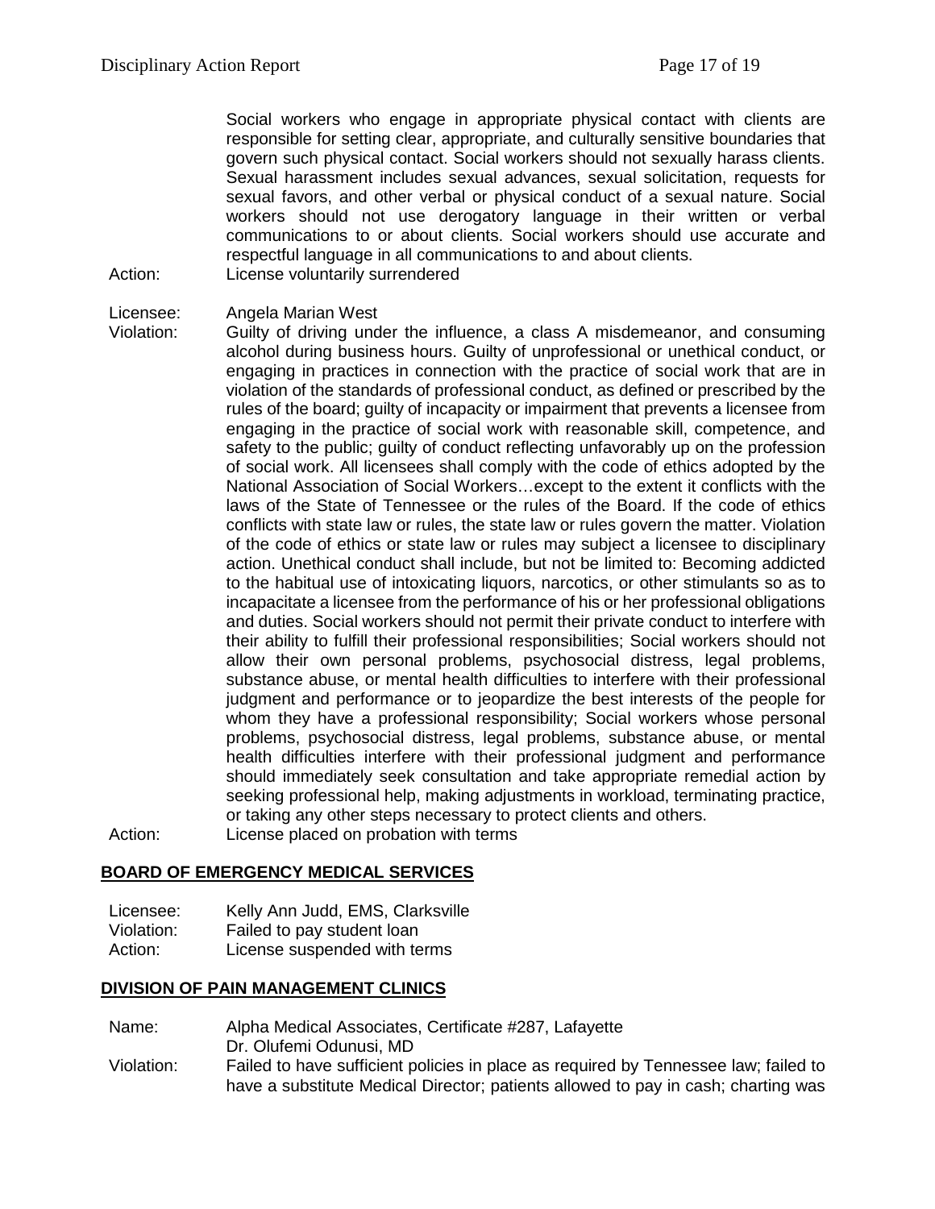Social workers who engage in appropriate physical contact with clients are responsible for setting clear, appropriate, and culturally sensitive boundaries that govern such physical contact. Social workers should not sexually harass clients. Sexual harassment includes sexual advances, sexual solicitation, requests for sexual favors, and other verbal or physical conduct of a sexual nature. Social workers should not use derogatory language in their written or verbal communications to or about clients. Social workers should use accurate and respectful language in all communications to and about clients.

Action: License voluntarily surrendered

Licensee: Angela Marian West

Violation: Guilty of driving under the influence, a class A misdemeanor, and consuming alcohol during business hours. Guilty of unprofessional or unethical conduct, or engaging in practices in connection with the practice of social work that are in violation of the standards of professional conduct, as defined or prescribed by the rules of the board; guilty of incapacity or impairment that prevents a licensee from engaging in the practice of social work with reasonable skill, competence, and safety to the public; guilty of conduct reflecting unfavorably up on the profession of social work. All licensees shall comply with the code of ethics adopted by the National Association of Social Workers…except to the extent it conflicts with the laws of the State of Tennessee or the rules of the Board. If the code of ethics conflicts with state law or rules, the state law or rules govern the matter. Violation of the code of ethics or state law or rules may subject a licensee to disciplinary action. Unethical conduct shall include, but not be limited to: Becoming addicted to the habitual use of intoxicating liquors, narcotics, or other stimulants so as to incapacitate a licensee from the performance of his or her professional obligations and duties. Social workers should not permit their private conduct to interfere with their ability to fulfill their professional responsibilities; Social workers should not allow their own personal problems, psychosocial distress, legal problems, substance abuse, or mental health difficulties to interfere with their professional judgment and performance or to jeopardize the best interests of the people for whom they have a professional responsibility; Social workers whose personal problems, psychosocial distress, legal problems, substance abuse, or mental health difficulties interfere with their professional judgment and performance should immediately seek consultation and take appropriate remedial action by seeking professional help, making adjustments in workload, terminating practice, or taking any other steps necessary to protect clients and others.

Action: License placed on probation with terms

## BOARD OF EMERGENCY MEDICAL SERVICES

Licensee: Kelly Ann Judd, EMS, Clarksville

Violation: Failed to pay student loan

Action: License suspended with terms

## DIVISION OF PAIN MANAGEMENT CLINICS

Name: Alpha Medical Associates, Certificate #287, Lafayette
Dr. Olufemi Odunusi, MD

Violation: Failed to have sufficient policies in place as required by Tennessee law; failed to have a substitute Medical Director; patients allowed to pay in cash; charting was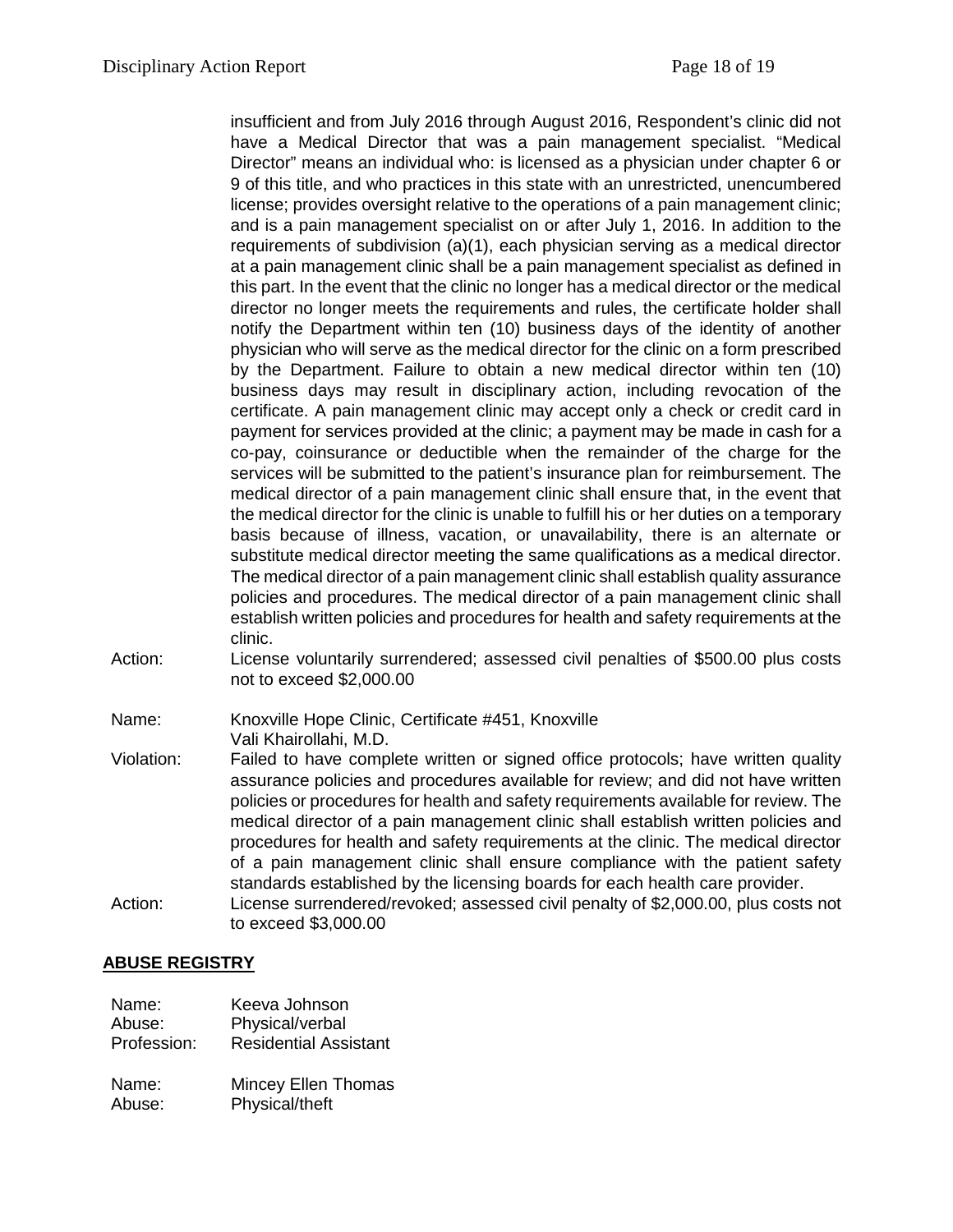insufficient and from July 2016 through August 2016, Respondent's clinic did not have a Medical Director that was a pain management specialist. "Medical Director" means an individual who: is licensed as a physician under chapter 6 or 9 of this title, and who practices in this state with an unrestricted, unencumbered license; provides oversight relative to the operations of a pain management clinic; and is a pain management specialist on or after July 1, 2016. In addition to the requirements of subdivision (a)(1), each physician serving as a medical director at a pain management clinic shall be a pain management specialist as defined in this part. In the event that the clinic no longer has a medical director or the medical director no longer meets the requirements and rules, the certificate holder shall notify the Department within ten (10) business days of the identity of another physician who will serve as the medical director for the clinic on a form prescribed by the Department. Failure to obtain a new medical director within ten (10) business days may result in disciplinary action, including revocation of the certificate. A pain management clinic may accept only a check or credit card in payment for services provided at the clinic; a payment may be made in cash for a co-pay, coinsurance or deductible when the remainder of the charge for the services will be submitted to the patient's insurance plan for reimbursement. The medical director of a pain management clinic shall ensure that, in the event that the medical director for the clinic is unable to fulfill his or her duties on a temporary basis because of illness, vacation, or unavailability, there is an alternate or substitute medical director meeting the same qualifications as a medical director. The medical director of a pain management clinic shall establish quality assurance policies and procedures. The medical director of a pain management clinic shall establish written policies and procedures for health and safety requirements at the clinic.

Action: License voluntarily surrendered; assessed civil penalties of $500.00 plus costs not to exceed $2,000.00

Name: Knoxville Hope Clinic, Certificate #451, Knoxville
Vali Khairollahi, M.D.

Violation: Failed to have complete written or signed office protocols; have written quality assurance policies and procedures available for review; and did not have written policies or procedures for health and safety requirements available for review. The medical director of a pain management clinic shall establish written policies and procedures for health and safety requirements at the clinic. The medical director of a pain management clinic shall ensure compliance with the patient safety standards established by the licensing boards for each health care provider.

Action: License surrendered/revoked; assessed civil penalty of $2,000.00, plus costs not to exceed $3,000.00

## ABUSE REGISTRY

Name: Keeva Johnson
Abuse: Physical/verbal
Profession: Residential Assistant

Name: Mincey Ellen Thomas
Abuse: Physical/theft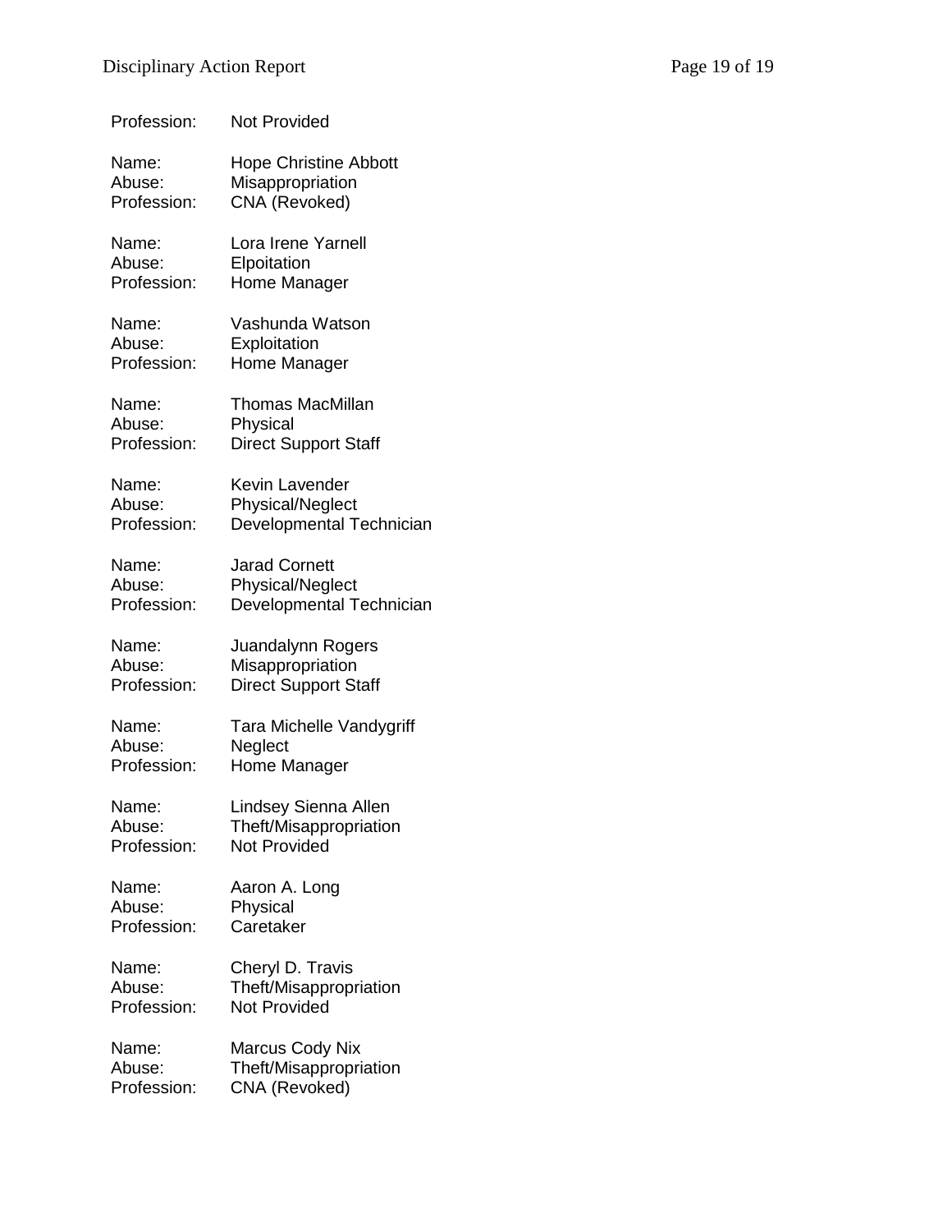Profession: Not Provided

Name: Hope Christine Abbott
Abuse: Misappropriation
Profession: CNA (Revoked)

Name: Lora Irene Yarnell
Abuse: Elpoitation
Profession: Home Manager

Name: Vashunda Watson
Abuse: Exploitation
Profession: Home Manager

Name: Thomas MacMillan
Abuse: Physical
Profession: Direct Support Staff

Name: Kevin Lavender
Abuse: Physical/Neglect
Profession: Developmental Technician

Name: Jarad Cornett
Abuse: Physical/Neglect
Profession: Developmental Technician

Name: Juandalynn Rogers
Abuse: Misappropriation
Profession: Direct Support Staff

Name: Tara Michelle Vandygriff
Abuse: Neglect
Profession: Home Manager

Name: Lindsey Sienna Allen
Abuse: Theft/Misappropriation
Profession: Not Provided

Name: Aaron A. Long
Abuse: Physical
Profession: Caretaker

Name: Cheryl D. Travis
Abuse: Theft/Misappropriation
Profession: Not Provided

Name: Marcus Cody Nix
Abuse: Theft/Misappropriation
Profession: CNA (Revoked)